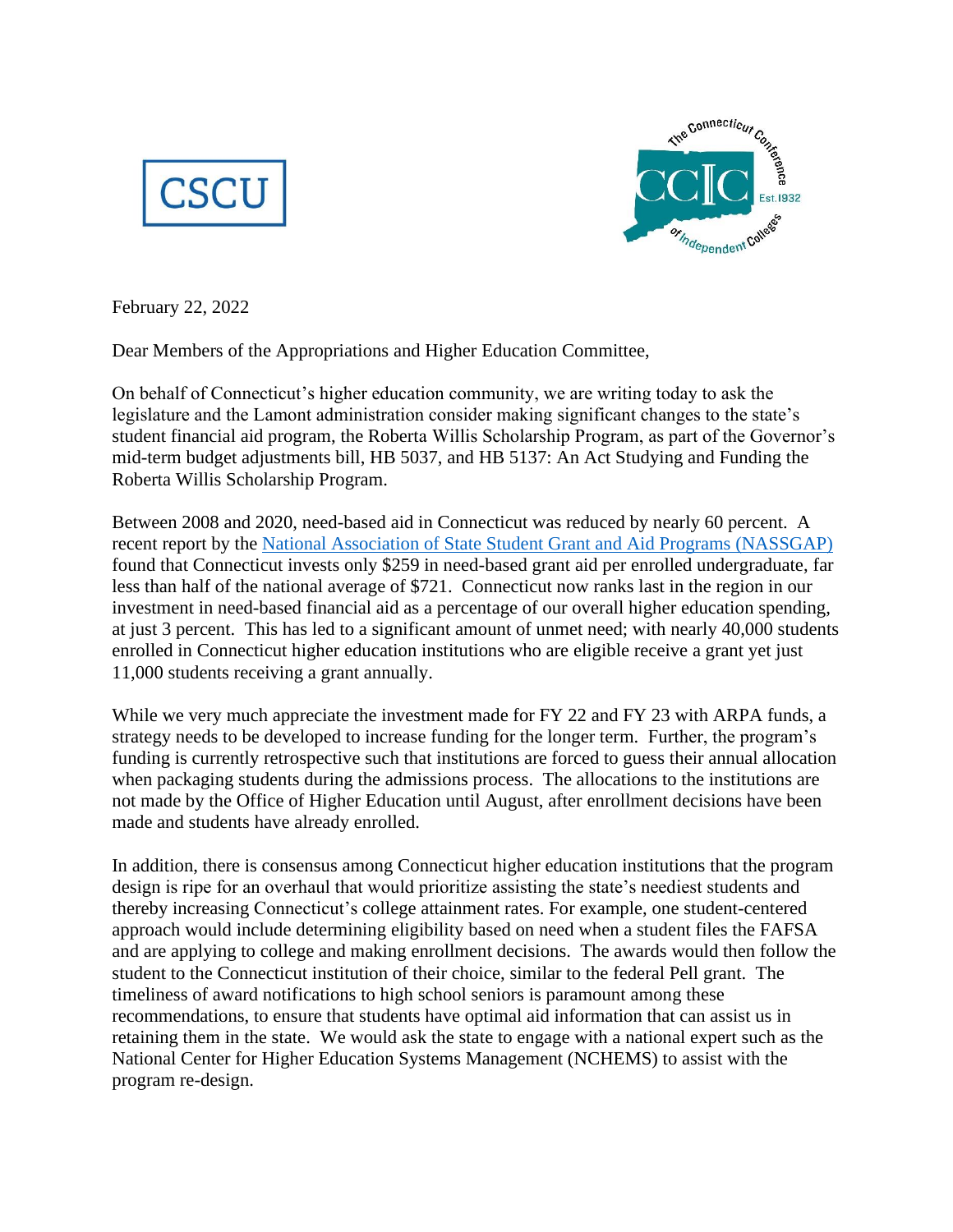CSCU

The Connecticut Conference of Independent Colleges CCIC Est. 1932

February 22, 2022

Dear Members of the Appropriations and Higher Education Committee,

On behalf of Connecticut's higher education community, we are writing today to ask the legislature and the Lamont administration consider making significant changes to the state's student financial aid program, the Roberta Willis Scholarship Program, as part of the Governor's mid-term budget adjustments bill, HB 5037, and HB 5137: An Act Studying and Funding the Roberta Willis Scholarship Program.

Between 2008 and 2020, need-based aid in Connecticut was reduced by nearly 60 percent. A recent report by the National Association of State Student Grant and Aid Programs (NASSGAP) found that Connecticut invests only $259 in need-based grant aid per enrolled undergraduate, far less than half of the national average of $721. Connecticut now ranks last in the region in our investment in need-based financial aid as a percentage of our overall higher education spending, at just 3 percent. This has led to a significant amount of unmet need; with nearly 40,000 students enrolled in Connecticut higher education institutions who are eligible receive a grant yet just 11,000 students receiving a grant annually.

While we very much appreciate the investment made for FY 22 and FY 23 with ARPA funds, a strategy needs to be developed to increase funding for the longer term. Further, the program's funding is currently retrospective such that institutions are forced to guess their annual allocation when packaging students during the admissions process. The allocations to the institutions are not made by the Office of Higher Education until August, after enrollment decisions have been made and students have already enrolled.

In addition, there is consensus among Connecticut higher education institutions that the program design is ripe for an overhaul that would prioritize assisting the state's neediest students and thereby increasing Connecticut's college attainment rates. For example, one student-centered approach would include determining eligibility based on need when a student files the FAFSA and are applying to college and making enrollment decisions. The awards would then follow the student to the Connecticut institution of their choice, similar to the federal Pell grant. The timeliness of award notifications to high school seniors is paramount among these recommendations, to ensure that students have optimal aid information that can assist us in retaining them in the state. We would ask the state to engage with a national expert such as the National Center for Higher Education Systems Management (NCHEMS) to assist with the program re-design.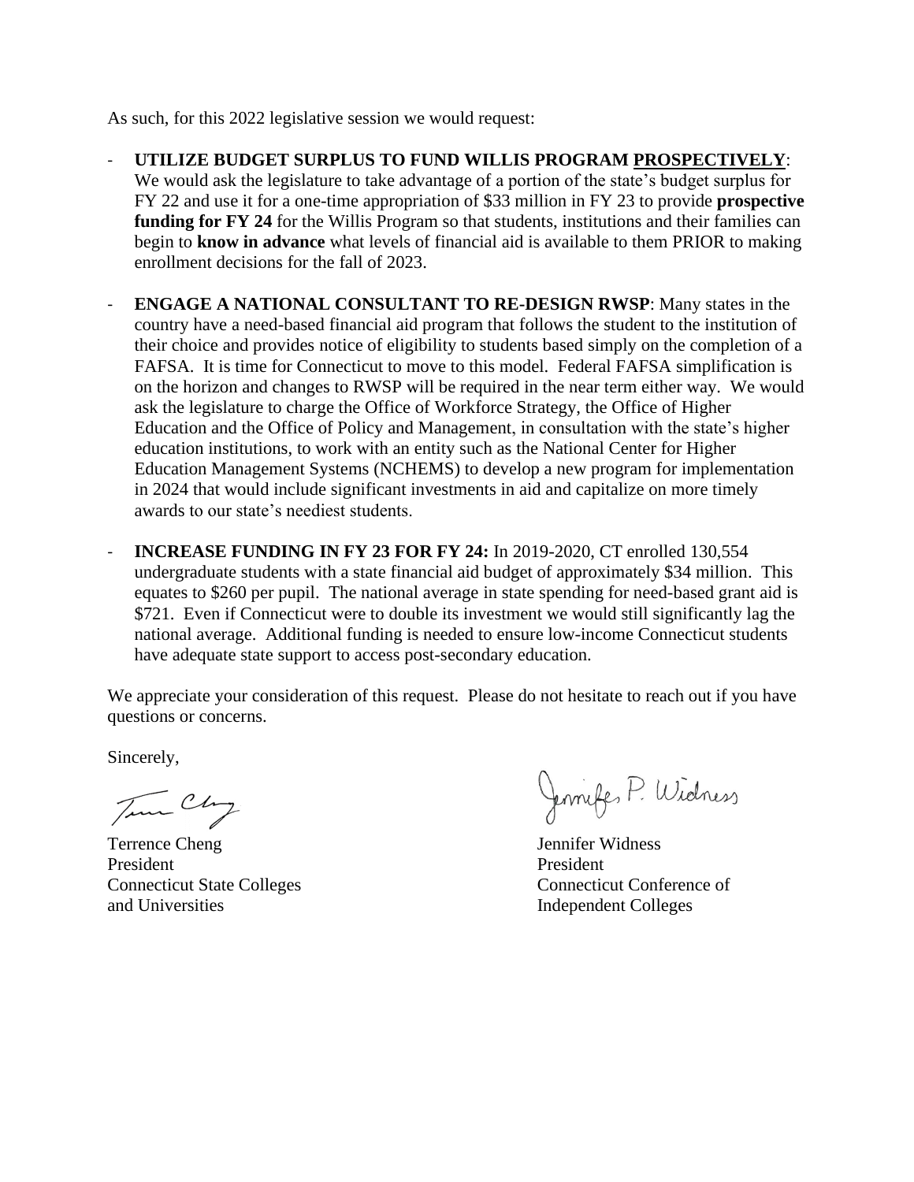As such, for this 2022 legislative session we would request:

- **UTILIZE BUDGET SURPLUS TO FUND WILLIS PROGRAM PROSPECTIVELY**: We would ask the legislature to take advantage of a portion of the state's budget surplus for FY 22 and use it for a one-time appropriation of $33 million in FY 23 to provide **prospective funding for FY 24** for the Willis Program so that students, institutions and their families can begin to **know in advance** what levels of financial aid is available to them PRIOR to making enrollment decisions for the fall of 2023.

- **ENGAGE A NATIONAL CONSULTANT TO RE-DESIGN RWSP**: Many states in the country have a need-based financial aid program that follows the student to the institution of their choice and provides notice of eligibility to students based simply on the completion of a FAFSA. It is time for Connecticut to move to this model. Federal FAFSA simplification is on the horizon and changes to RWSP will be required in the near term either way. We would ask the legislature to charge the Office of Workforce Strategy, the Office of Higher Education and the Office of Policy and Management, in consultation with the state's higher education institutions, to work with an entity such as the National Center for Higher Education Management Systems (NCHEMS) to develop a new program for implementation in 2024 that would include significant investments in aid and capitalize on more timely awards to our state's neediest students.

- **INCREASE FUNDING IN FY 23 FOR FY 24:** In 2019-2020, CT enrolled 130,554 undergraduate students with a state financial aid budget of approximately $34 million. This equates to $260 per pupil. The national average in state spending for need-based grant aid is $721. Even if Connecticut were to double its investment we would still significantly lag the national average. Additional funding is needed to ensure low-income Connecticut students have adequate state support to access post-secondary education.

We appreciate your consideration of this request. Please do not hesitate to reach out if you have questions or concerns.

Sincerely,

Terrence Cheng
President
Connecticut State Colleges
and Universities

Jennifer Widness
President
Connecticut Conference of
Independent Colleges